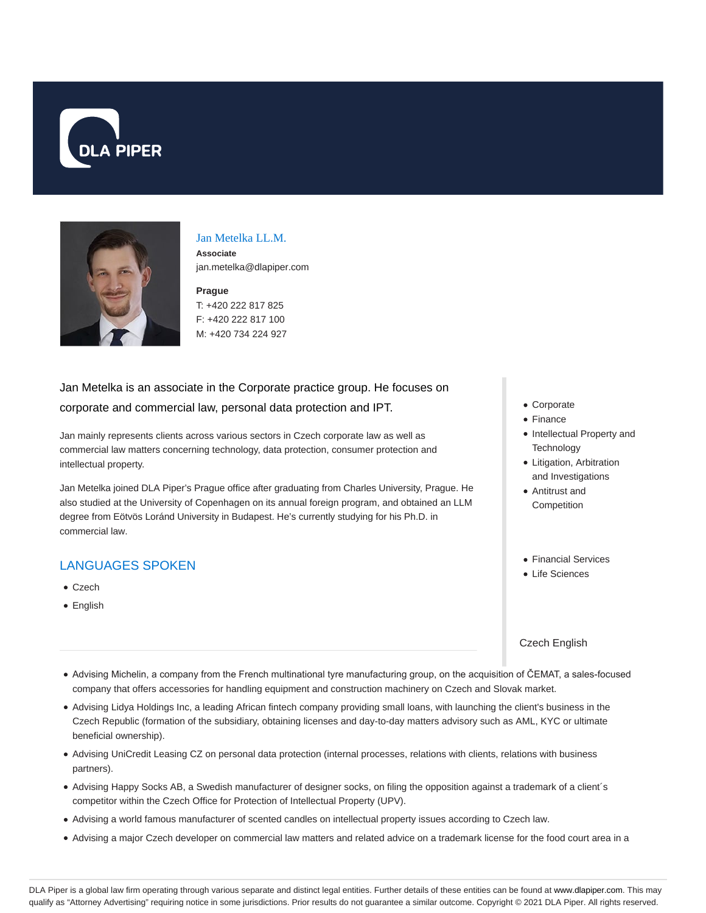DLA PIPER

## Jan Metelka LL.M.

**Associate**

jan.metelka@dlapiper.com

**Prague**

T: +420 222 817 825

F: +420 222 817 100

M: +420 734 224 927

Jan Metelka is an associate in the Corporate practice group. He focuses on corporate and commercial law, personal data protection and IPT.

Jan mainly represents clients across various sectors in Czech corporate law as well as commercial law matters concerning technology, data protection, consumer protection and intellectual property.

Jan Metelka joined DLA Piper's Prague office after graduating from Charles University, Prague. He also studied at the University of Copenhagen on its annual foreign program, and obtained an LLM degree from Eötvös Loránd University in Budapest. He's currently studying for his Ph.D. in commercial law.

## LANGUAGES SPOKEN

- Czech
- English

- Corporate
- Finance
- Intellectual Property and Technology
- Litigation, Arbitration and Investigations
- Antitrust and Competition

- Financial Services
- Life Sciences

Czech English

- Advising Michelin, a company from the French multinational tyre manufacturing group, on the acquisition of ČEMAT, a sales-focused company that offers accessories for handling equipment and construction machinery on Czech and Slovak market.
- Advising Lidya Holdings Inc, a leading African fintech company providing small loans, with launching the client's business in the Czech Republic (formation of the subsidiary, obtaining licenses and day-to-day matters advisory such as AML, KYC or ultimate beneficial ownership).
- Advising UniCredit Leasing CZ on personal data protection (internal processes, relations with clients, relations with business partners).
- Advising Happy Socks AB, a Swedish manufacturer of designer socks, on filing the opposition against a trademark of a client´s competitor within the Czech Office for Protection of Intellectual Property (UPV).
- Advising a world famous manufacturer of scented candles on intellectual property issues according to Czech law.
- Advising a major Czech developer on commercial law matters and related advice on a trademark license for the food court area in a

DLA Piper is a global law firm operating through various separate and distinct legal entities. Further details of these entities can be found at www.dlapiper.com. This may qualify as "Attorney Advertising" requiring notice in some jurisdictions. Prior results do not guarantee a similar outcome. Copyright © 2021 DLA Piper. All rights reserved.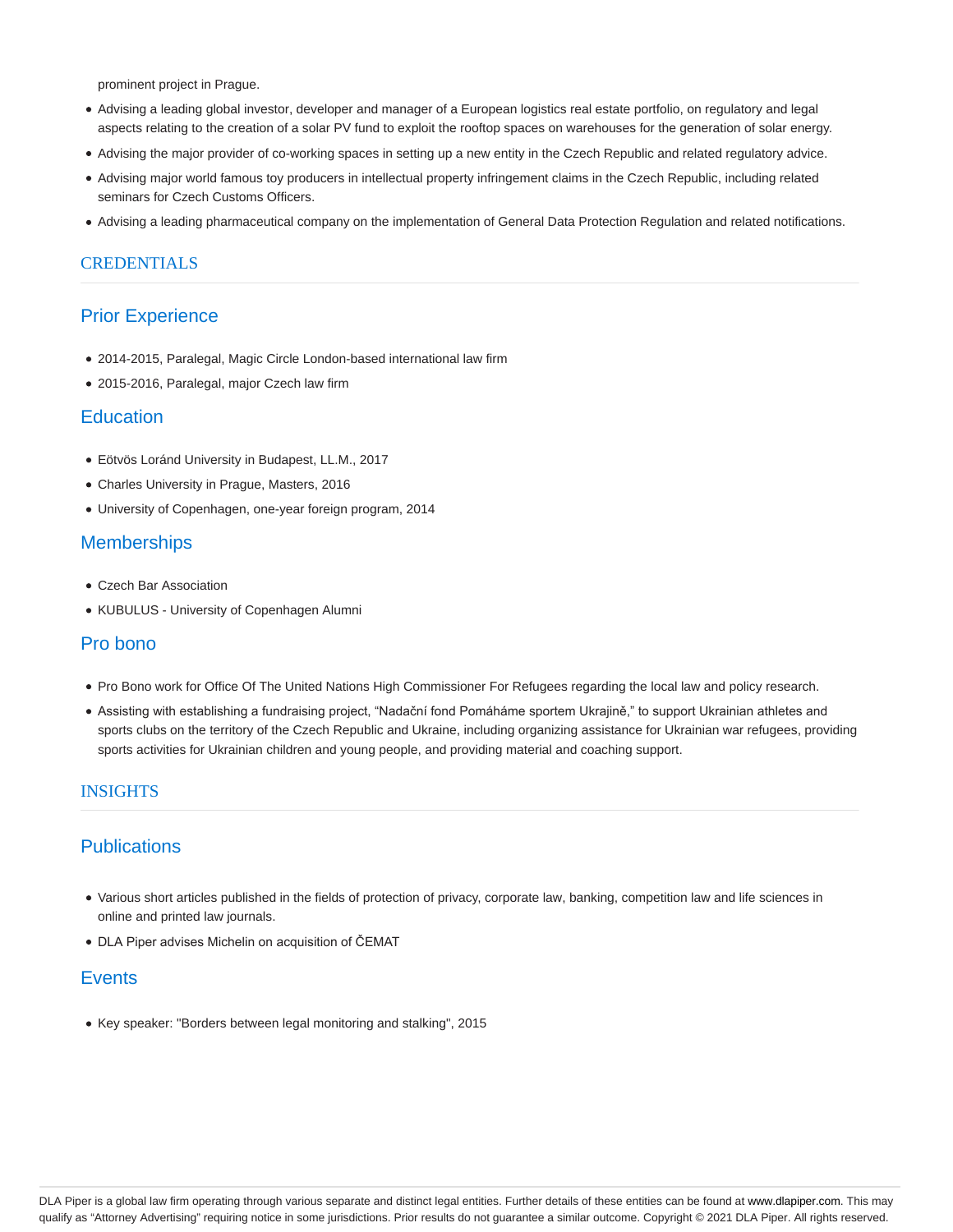prominent project in Prague.

- Advising a leading global investor, developer and manager of a European logistics real estate portfolio, on regulatory and legal aspects relating to the creation of a solar PV fund to exploit the rooftop spaces on warehouses for the generation of solar energy.
- Advising the major provider of co-working spaces in setting up a new entity in the Czech Republic and related regulatory advice.
- Advising major world famous toy producers in intellectual property infringement claims in the Czech Republic, including related seminars for Czech Customs Officers.
- Advising a leading pharmaceutical company on the implementation of General Data Protection Regulation and related notifications.

## CREDENTIALS

### Prior Experience

- 2014-2015, Paralegal, Magic Circle London-based international law firm
- 2015-2016, Paralegal, major Czech law firm

### Education

- Eötvös Loránd University in Budapest, LL.M., 2017
- Charles University in Prague, Masters, 2016
- University of Copenhagen, one-year foreign program, 2014

### Memberships

- Czech Bar Association
- KUBULUS - University of Copenhagen Alumni

### Pro bono

- Pro Bono work for Office Of The United Nations High Commissioner For Refugees regarding the local law and policy research.
- Assisting with establishing a fundraising project, "Nadační fond Pomáháme sportem Ukrajině," to support Ukrainian athletes and sports clubs on the territory of the Czech Republic and Ukraine, including organizing assistance for Ukrainian war refugees, providing sports activities for Ukrainian children and young people, and providing material and coaching support.

## INSIGHTS

### Publications

- Various short articles published in the fields of protection of privacy, corporate law, banking, competition law and life sciences in online and printed law journals.
- DLA Piper advises Michelin on acquisition of ČEMAT

### Events

- Key speaker: "Borders between legal monitoring and stalking", 2015